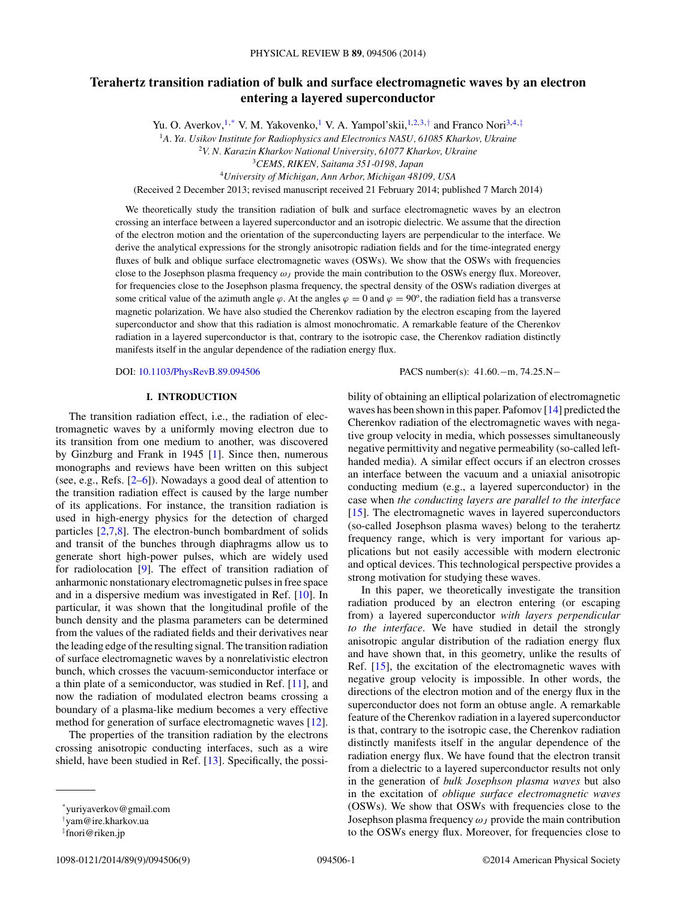# Terahertz transition radiation of bulk and surface electromagnetic waves by an electron entering a layered superconductor

Yu. O. Averkov,[1,*] V. M. Yakovenko,[1] V. A. Yampol'skii,[1,2,3,†] and Franco Nori[3,4,‡]

[1]*A. Ya. Usikov Institute for Radiophysics and Electronics NASU, 61085 Kharkov, Ukraine*
[2]*V. N. Karazin Kharkov National University, 61077 Kharkov, Ukraine*
[3]*CEMS, RIKEN, Saitama 351-0198, Japan*
[4]*University of Michigan, Ann Arbor, Michigan 48109, USA*

(Received 2 December 2013; revised manuscript received 21 February 2014; published 7 March 2014)

We theoretically study the transition radiation of bulk and surface electromagnetic waves by an electron crossing an interface between a layered superconductor and an isotropic dielectric. We assume that the direction of the electron motion and the orientation of the superconducting layers are perpendicular to the interface. We derive the analytical expressions for the strongly anisotropic radiation fields and for the time-integrated energy fluxes of bulk and oblique surface electromagnetic waves (OSWs). We show that the OSWs with frequencies close to the Josephson plasma frequency $\omega_J$ provide the main contribution to the OSWs energy flux. Moreover, for frequencies close to the Josephson plasma frequency, the spectral density of the OSWs radiation diverges at some critical value of the azimuth angle $\varphi$. At the angles $\varphi = 0$ and $\varphi = 90^{\circ}$, the radiation field has a transverse magnetic polarization. We have also studied the Cherenkov radiation by the electron escaping from the layered superconductor and show that this radiation is almost monochromatic. A remarkable feature of the Cherenkov radiation in a layered superconductor is that, contrary to the isotropic case, the Cherenkov radiation distinctly manifests itself in the angular dependence of the radiation energy flux.

DOI: 10.1103/PhysRevB.89.094506 PACS number(s): 41.60.−m, 74.25.N−

## I. INTRODUCTION

The transition radiation effect, i.e., the radiation of electromagnetic waves by a uniformly moving electron due to its transition from one medium to another, was discovered by Ginzburg and Frank in 1945 [1]. Since then, numerous monographs and reviews have been written on this subject (see, e.g., Refs. [2–6]). Nowadays a good deal of attention to the transition radiation effect is caused by the large number of its applications. For instance, the transition radiation is used in high-energy physics for the detection of charged particles [2,7,8]. The electron-bunch bombardment of solids and transit of the bunches through diaphragms allow us to generate short high-power pulses, which are widely used for radiolocation [9]. The effect of transition radiation of anharmonic nonstationary electromagnetic pulses in free space and in a dispersive medium was investigated in Ref. [10]. In particular, it was shown that the longitudinal profile of the bunch density and the plasma parameters can be determined from the values of the radiated fields and their derivatives near the leading edge of the resulting signal. The transition radiation of surface electromagnetic waves by a nonrelativistic electron bunch, which crosses the vacuum-semiconductor interface or a thin plate of a semiconductor, was studied in Ref. [11], and now the radiation of modulated electron beams crossing a boundary of a plasma-like medium becomes a very effective method for generation of surface electromagnetic waves [12].

The properties of the transition radiation by the electrons crossing anisotropic conducting interfaces, such as a wire shield, have been studied in Ref. [13]. Specifically, the possibility of obtaining an elliptical polarization of electromagnetic waves has been shown in this paper. Pafomov [14] predicted the Cherenkov radiation of the electromagnetic waves with negative group velocity in media, which possesses simultaneously negative permittivity and negative permeability (so-called left-handed media). A similar effect occurs if an electron crosses an interface between the vacuum and a uniaxial anisotropic conducting medium (e.g., a layered superconductor) in the case when *the conducting layers are parallel to the interface* [15]. The electromagnetic waves in layered superconductors (so-called Josephson plasma waves) belong to the terahertz frequency range, which is very important for various applications but not easily accessible with modern electronic and optical devices. This technological perspective provides a strong motivation for studying these waves.

In this paper, we theoretically investigate the transition radiation produced by an electron entering (or escaping from) a layered superconductor *with layers perpendicular to the interface*. We have studied in detail the strongly anisotropic angular distribution of the radiation energy flux and have shown that, in this geometry, unlike the results of Ref. [15], the excitation of the electromagnetic waves with negative group velocity is impossible. In other words, the directions of the electron motion and of the energy flux in the superconductor does not form an obtuse angle. A remarkable feature of the Cherenkov radiation in a layered superconductor is that, contrary to the isotropic case, the Cherenkov radiation distinctly manifests itself in the angular dependence of the radiation energy flux. We have found that the electron transit from a dielectric to a layered superconductor results not only in the generation of *bulk Josephson plasma waves* but also in the excitation of *oblique surface electromagnetic waves* (OSWs). We show that OSWs with frequencies close to the Josephson plasma frequency $\omega_J$ provide the main contribution to the OSWs energy flux. Moreover, for frequencies close to

---

*yuriyaverkov@gmail.com
†yam@ire.kharkov.ua
‡fnori@riken.jp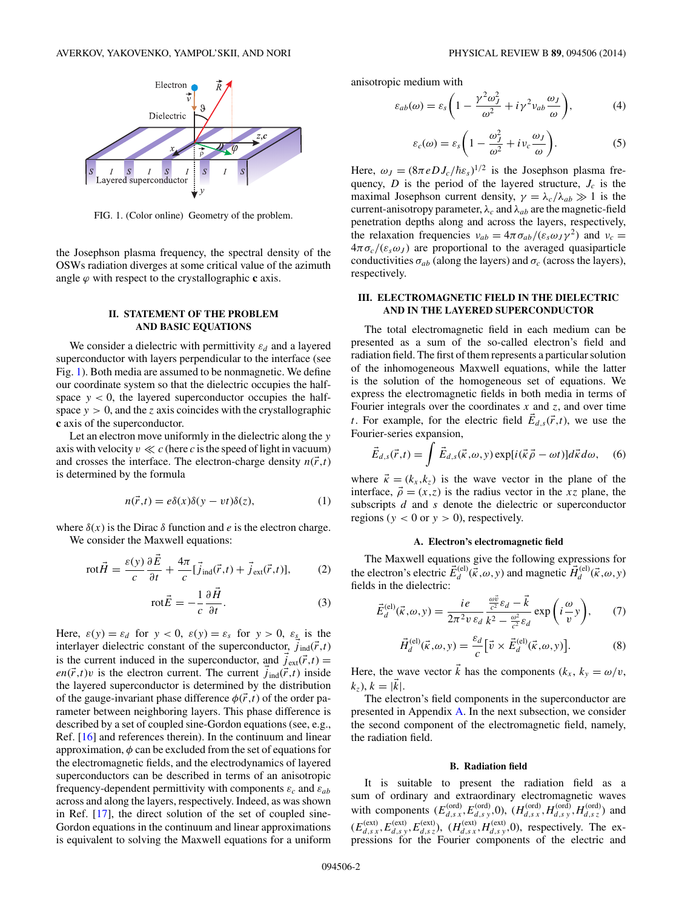FIG. 1. (Color online) Geometry of the problem.

the Josephson plasma frequency, the spectral density of the OSWs radiation diverges at some critical value of the azimuth angle $\varphi$ with respect to the crystallographic **c** axis.

## II. STATEMENT OF THE PROBLEM AND BASIC EQUATIONS

We consider a dielectric with permittivity $\varepsilon_d$ and a layered superconductor with layers perpendicular to the interface (see Fig. 1). Both media are assumed to be nonmagnetic. We define our coordinate system so that the dielectric occupies the half-space $y < 0$, the layered superconductor occupies the half-space $y > 0$, and the $z$ axis coincides with the crystallographic **c** axis of the superconductor.

Let an electron move uniformly in the dielectric along the $y$ axis with velocity $v \ll c$ (here $c$ is the speed of light in vacuum) and crosses the interface. The electron-charge density $n(\vec{r},t)$ is determined by the formula

$$n(\vec{r},t) = e\delta(x)\delta(y - vt)\delta(z), \tag{1}$$

where $\delta(x)$ is the Dirac $\delta$ function and $e$ is the electron charge.

We consider the Maxwell equations:

$$\mathrm{rot}\vec{H} = \frac{\varepsilon(y)}{c}\frac{\partial \vec{E}}{\partial t} + \frac{4\pi}{c}[\vec{j}_{\mathrm{ind}}(\vec{r},t) + \vec{j}_{\mathrm{ext}}(\vec{r},t)], \tag{2}$$

$$\mathrm{rot}\vec{E} = -\frac{1}{c}\frac{\partial \vec{H}}{\partial t}. \tag{3}$$

Here, $\varepsilon(y) = \varepsilon_d$ for $y < 0$, $\varepsilon(y) = \varepsilon_s$ for $y > 0$, $\varepsilon_s$ is the interlayer dielectric constant of the superconductor, $\vec{j}_{\mathrm{ind}}(\vec{r},t)$ is the current induced in the superconductor, and $\vec{j}_{\mathrm{ext}}(\vec{r},t) = en(\vec{r},t)v$ is the electron current. The current $\vec{j}_{\mathrm{ind}}(\vec{r},t)$ inside the layered superconductor is determined by the distribution of the gauge-invariant phase difference $\phi(\vec{r},t)$ of the order parameter between neighboring layers. This phase difference is described by a set of coupled sine-Gordon equations (see, e.g., Ref. [16] and references therein). In the continuum and linear approximation, $\phi$ can be excluded from the set of equations for the electromagnetic fields, and the electrodynamics of layered superconductors can be described in terms of an anisotropic frequency-dependent permittivity with components $\varepsilon_c$ and $\varepsilon_{ab}$ across and along the layers, respectively. Indeed, as was shown in Ref. [17], the direct solution of the coupled sine-Gordon equations in the continuum and linear approximations is equivalent to solving the Maxwell equations for a uniform anisotropic medium with

$$\varepsilon_{ab}(\omega) = \varepsilon_s\left(1 - \frac{\gamma^2\omega_J^2}{\omega^2} + i\gamma^2\nu_{ab}\frac{\omega_J}{\omega}\right), \tag{4}$$

$$\varepsilon_c(\omega) = \varepsilon_s\left(1 - \frac{\omega_J^2}{\omega^2} + i\nu_c\frac{\omega_J}{\omega}\right). \tag{5}$$

Here, $\omega_J = (8\pi eDJ_c/\hbar\varepsilon_s)^{1/2}$ is the Josephson plasma frequency, $D$ is the period of the layered structure, $J_c$ is the maximal Josephson current density, $\gamma = \lambda_c/\lambda_{ab} \gg 1$ is the current-anisotropy parameter, $\lambda_c$ and $\lambda_{ab}$ are the magnetic-field penetration depths along and across the layers, respectively, the relaxation frequencies $\nu_{ab} = 4\pi\sigma_{ab}/(\varepsilon_s\omega_J\gamma^2)$ and $\nu_c = 4\pi\sigma_c/(\varepsilon_s\omega_J)$ are proportional to the averaged quasiparticle conductivities $\sigma_{ab}$ (along the layers) and $\sigma_c$ (across the layers), respectively.

## III. ELECTROMAGNETIC FIELD IN THE DIELECTRIC AND IN THE LAYERED SUPERCONDUCTOR

The total electromagnetic field in each medium can be presented as a sum of the so-called electron's field and radiation field. The first of them represents a particular solution of the inhomogeneous Maxwell equations, while the latter is the solution of the homogeneous set of equations. We express the electromagnetic fields in both media in terms of Fourier integrals over the coordinates $x$ and $z$, and over time $t$. For example, for the electric field $\vec{E}_{d,s}(\vec{r},t)$, we use the Fourier-series expansion,

$$\vec{E}_{d,s}(\vec{r},t) = \int \vec{E}_{d,s}(\vec{\kappa},\omega,y)\exp[i(\vec{\kappa}\vec{\rho} - \omega t)]d\vec{\kappa}d\omega, \tag{6}$$

where $\vec{\kappa} = (k_x,k_z)$ is the wave vector in the plane of the interface, $\vec{\rho} = (x,z)$ is the radius vector in the $xz$ plane, the subscripts $d$ and $s$ denote the dielectric or superconductor regions ($y < 0$ or $y > 0$), respectively.

### A. Electron's electromagnetic field

The Maxwell equations give the following expressions for the electron's electric $\vec{E}_d^{(\mathrm{el})}(\vec{\kappa},\omega,y)$ and magnetic $\vec{H}_d^{(\mathrm{el})}(\vec{\kappa},\omega,y)$ fields in the dielectric:

$$\vec{E}_d^{(\mathrm{el})}(\vec{\kappa},\omega,y) = \frac{ie}{2\pi^2 v\,\varepsilon_d}\frac{\frac{\omega\vec{v}}{c^2}\varepsilon_d - \vec{k}}{k^2 - \frac{\omega^2}{c^2}\varepsilon_d}\exp\left(i\frac{\omega}{v}y\right), \tag{7}$$

$$\vec{H}_d^{(\mathrm{el})}(\vec{\kappa},\omega,y) = \frac{\varepsilon_d}{c}\left[\vec{v}\times\vec{E}_d^{(\mathrm{el})}(\vec{\kappa},\omega,y)\right]. \tag{8}$$

Here, the wave vector $\vec{k}$ has the components $(k_x,\ k_y = \omega/v,\ k_z)$, $k = |\vec{k}|$.

The electron's field components in the superconductor are presented in Appendix A. In the next subsection, we consider the second component of the electromagnetic field, namely, the radiation field.

### B. Radiation field

It is suitable to present the radiation field as a sum of ordinary and extraordinary electromagnetic waves with components $(E_{d,s\,x}^{(\mathrm{ord})},E_{d,s\,y}^{(\mathrm{ord})},0)$, $(H_{d,s\,x}^{(\mathrm{ord})},H_{d,s\,y}^{(\mathrm{ord})},H_{d,s\,z}^{(\mathrm{ord})})$ and $(E_{d,s\,x}^{(\mathrm{ext})},E_{d,s\,y}^{(\mathrm{ext})},E_{d,s\,z}^{(\mathrm{ext})})$, $(H_{d,s\,x}^{(\mathrm{ext})},H_{d,s\,y}^{(\mathrm{ext})},0)$, respectively. The expressions for the Fourier components of the electric and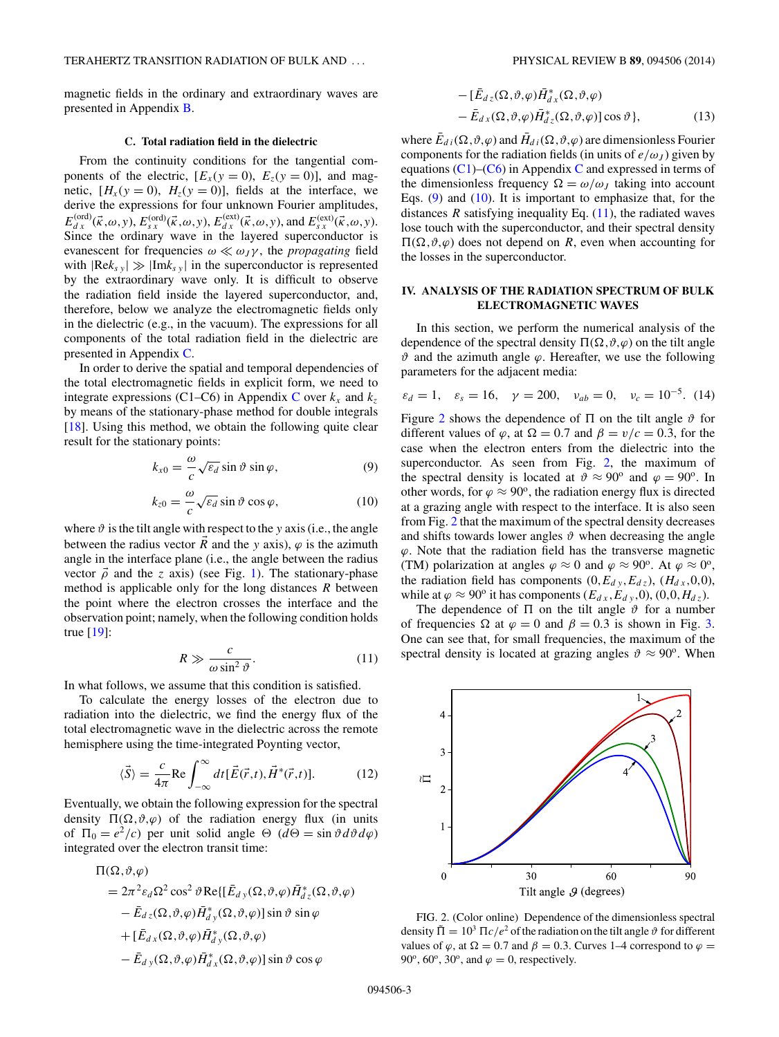magnetic fields in the ordinary and extraordinary waves are presented in Appendix B.

### C. Total radiation field in the dielectric

From the continuity conditions for the tangential components of the electric, $[E_x(y=0),\ E_z(y=0)]$, and magnetic, $[H_x(y=0),\ H_z(y=0)]$, fields at the interface, we derive the expressions for four unknown Fourier amplitudes, $E_{dx}^{(\mathrm{ord})}(\vec{\kappa},\omega,y)$, $E_{sx}^{(\mathrm{ord})}(\vec{\kappa},\omega,y)$, $E_{dx}^{(\mathrm{ext})}(\vec{\kappa},\omega,y)$, and $E_{sx}^{(\mathrm{ext})}(\vec{\kappa},\omega,y)$. Since the ordinary wave in the layered superconductor is evanescent for frequencies $\omega \ll \omega_J \gamma$, the *propagating* field with $|\mathrm{Re} k_{sy}| \gg |\mathrm{Im} k_{sy}|$ in the superconductor is represented by the extraordinary wave only. It is difficult to observe the radiation field inside the layered superconductor, and, therefore, below we analyze the electromagnetic fields only in the dielectric (e.g., in the vacuum). The expressions for all components of the total radiation field in the dielectric are presented in Appendix C.

In order to derive the spatial and temporal dependencies of the total electromagnetic fields in explicit form, we need to integrate expressions (C1–C6) in Appendix C over $k_x$ and $k_z$ by means of the stationary-phase method for double integrals [18]. Using this method, we obtain the following quite clear result for the stationary points:

$$k_{x0} = \frac{\omega}{c}\sqrt{\varepsilon_d}\sin\vartheta\sin\varphi, \tag{9}$$

$$k_{z0} = \frac{\omega}{c}\sqrt{\varepsilon_d}\sin\vartheta\cos\varphi, \tag{10}$$

where $\vartheta$ is the tilt angle with respect to the $y$ axis (i.e., the angle between the radius vector $\vec{R}$ and the $y$ axis), $\varphi$ is the azimuth angle in the interface plane (i.e., the angle between the radius vector $\vec{\rho}$ and the $z$ axis) (see Fig. 1). The stationary-phase method is applicable only for the long distances $R$ between the point where the electron crosses the interface and the observation point; namely, when the following condition holds true [19]:

$$R \gg \frac{c}{\omega \sin^2\vartheta}. \tag{11}$$

In what follows, we assume that this condition is satisfied.

To calculate the energy losses of the electron due to radiation into the dielectric, we find the energy flux of the total electromagnetic wave in the dielectric across the remote hemisphere using the time-integrated Poynting vector,

$$\langle \vec{S} \rangle = \frac{c}{4\pi}\mathrm{Re}\int_{-\infty}^{\infty} dt[\vec{E}(\vec{r},t),\vec{H}^*(\vec{r},t)]. \tag{12}$$

Eventually, we obtain the following expression for the spectral density $\Pi(\Omega,\vartheta,\varphi)$ of the radiation energy flux (in units of $\Pi_0 = e^2/c$) per unit solid angle $\Theta$ ($d\Theta = \sin\vartheta\, d\vartheta\, d\varphi$) integrated over the electron transit time:

$$\begin{aligned}
&\Pi(\Omega,\vartheta,\varphi)\\
&= 2\pi^2\varepsilon_d\Omega^2\cos^2\vartheta\,\mathrm{Re}\{[\bar{E}_{dy}(\Omega,\vartheta,\varphi)\bar{H}_{dz}^*(\Omega,\vartheta,\varphi)\\
&\quad - \bar{E}_{dz}(\Omega,\vartheta,\varphi)\bar{H}_{dy}^*(\Omega,\vartheta,\varphi)]\sin\vartheta\sin\varphi\\
&\quad + [\bar{E}_{dx}(\Omega,\vartheta,\varphi)\bar{H}_{dy}^*(\Omega,\vartheta,\varphi)\\
&\quad - \bar{E}_{dy}(\Omega,\vartheta,\varphi)\bar{H}_{dx}^*(\Omega,\vartheta,\varphi)]\sin\vartheta\cos\varphi\\
&\quad - [\bar{E}_{dz}(\Omega,\vartheta,\varphi)\bar{H}_{dx}^*(\Omega,\vartheta,\varphi)\\
&\quad - \bar{E}_{dx}(\Omega,\vartheta,\varphi)\bar{H}_{dz}^*(\Omega,\vartheta,\varphi)]\cos\vartheta\},
\end{aligned} \tag{13}$$

where $\bar{E}_{di}(\Omega,\vartheta,\varphi)$ and $\bar{H}_{di}(\Omega,\vartheta,\varphi)$ are dimensionless Fourier components for the radiation fields (in units of $e/\omega_J$) given by equations (C1)–(C6) in Appendix C and expressed in terms of the dimensionless frequency $\Omega = \omega/\omega_J$ taking into account Eqs. (9) and (10). It is important to emphasize that, for the distances $R$ satisfying inequality Eq. (11), the radiated waves lose touch with the superconductor, and their spectral density $\Pi(\Omega,\vartheta,\varphi)$ does not depend on $R$, even when accounting for the losses in the superconductor.

## IV. ANALYSIS OF THE RADIATION SPECTRUM OF BULK ELECTROMAGNETIC WAVES

In this section, we perform the numerical analysis of the dependence of the spectral density $\Pi(\Omega,\vartheta,\varphi)$ on the tilt angle $\vartheta$ and the azimuth angle $\varphi$. Hereafter, we use the following parameters for the adjacent media:

$$\varepsilon_d = 1, \quad \varepsilon_s = 16, \quad \gamma = 200, \quad \nu_{ab} = 0, \quad \nu_c = 10^{-5}. \tag{14}$$

Figure 2 shows the dependence of $\Pi$ on the tilt angle $\vartheta$ for different values of $\varphi$, at $\Omega = 0.7$ and $\beta = v/c = 0.3$, for the case when the electron enters from the dielectric into the superconductor. As seen from Fig. 2, the maximum of the spectral density is located at $\vartheta \approx 90^{\mathrm{o}}$ and $\varphi = 90^{\mathrm{o}}$. In other words, for $\varphi \approx 90^{\mathrm{o}}$, the radiation energy flux is directed at a grazing angle with respect to the interface. It is also seen from Fig. 2 that the maximum of the spectral density decreases and shifts towards lower angles $\vartheta$ when decreasing the angle $\varphi$. Note that the radiation field has the transverse magnetic (TM) polarization at angles $\varphi \approx 0$ and $\varphi \approx 90^{\mathrm{o}}$. At $\varphi \approx 0^{\mathrm{o}}$, the radiation field has components $(0, E_{dy}, E_{dz})$, $(H_{dx}, 0, 0)$, while at $\varphi \approx 90^{\mathrm{o}}$ it has components $(E_{dx}, E_{dy}, 0)$, $(0, 0, H_{dz})$.

The dependence of $\Pi$ on the tilt angle $\vartheta$ for a number of frequencies $\Omega$ at $\varphi = 0$ and $\beta = 0.3$ is shown in Fig. 3. One can see that, for small frequencies, the maximum of the spectral density is located at grazing angles $\vartheta \approx 90^{\mathrm{o}}$. When

FIG. 2. (Color online) Dependence of the dimensionless spectral density $\tilde{\Pi} = 10^3\,\Pi c/e^2$ of the radiation on the tilt angle $\vartheta$ for different values of $\varphi$, at $\Omega = 0.7$ and $\beta = 0.3$. Curves 1–4 correspond to $\varphi = 90^{\mathrm{o}}$, $60^{\mathrm{o}}$, $30^{\mathrm{o}}$, and $\varphi = 0$, respectively.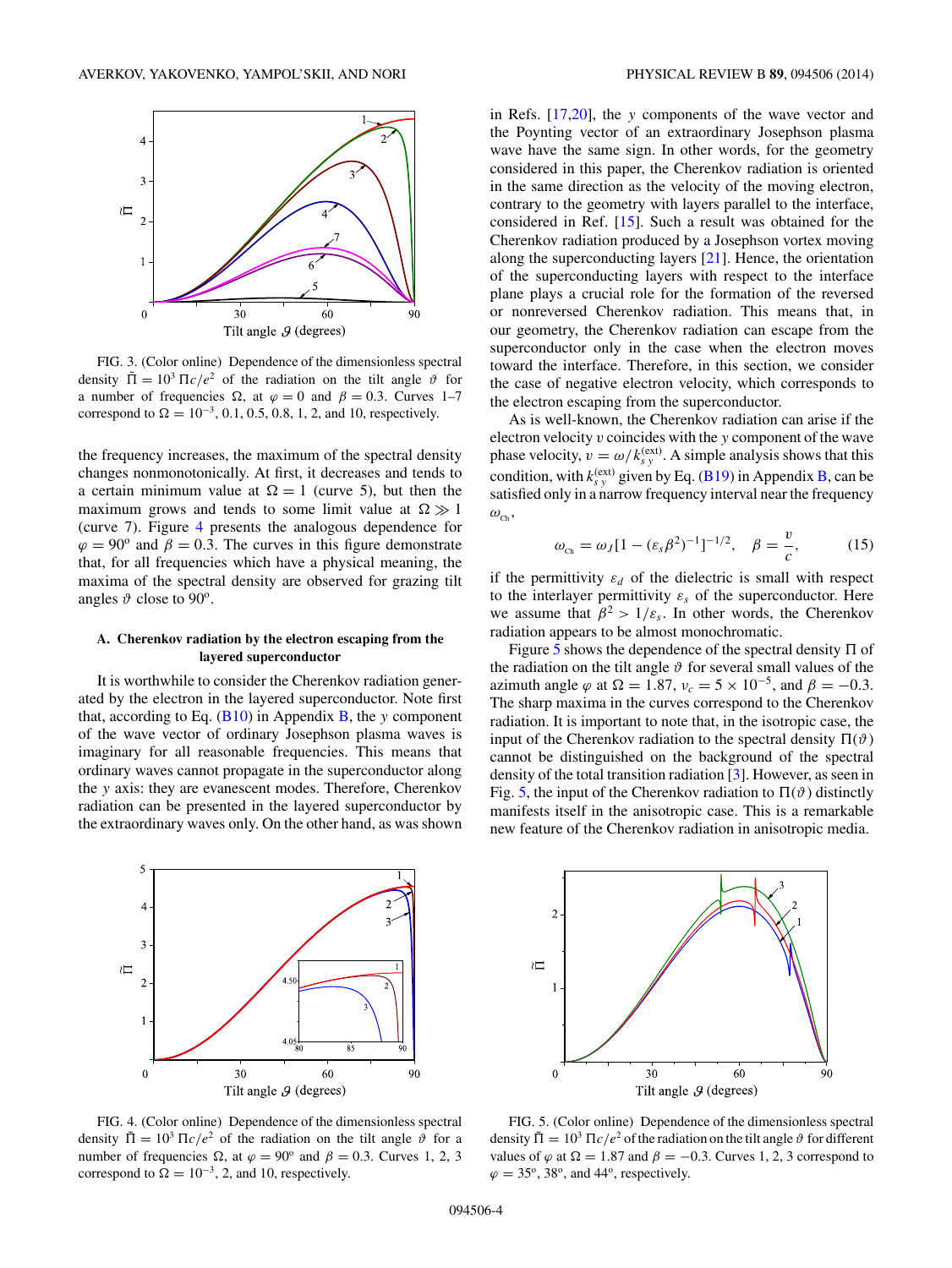FIG. 3. (Color online) Dependence of the dimensionless spectral density $\tilde{\Pi} = 10^3\,\Pi c/e^2$ of the radiation on the tilt angle $\vartheta$ for a number of frequencies $\Omega$, at $\varphi = 0$ and $\beta = 0.3$. Curves 1–7 correspond to $\Omega = 10^{-3}$, 0.1, 0.5, 0.8, 1, 2, and 10, respectively.

the frequency increases, the maximum of the spectral density changes nonmonotonically. At first, it decreases and tends to a certain minimum value at $\Omega = 1$ (curve 5), but then the maximum grows and tends to some limit value at $\Omega \gg 1$ (curve 7). Figure 4 presents the analogous dependence for $\varphi = 90^{\rm o}$ and $\beta = 0.3$. The curves in this figure demonstrate that, for all frequencies which have a physical meaning, the maxima of the spectral density are observed for grazing tilt angles $\vartheta$ close to $90^{\rm o}$.

### A. Cherenkov radiation by the electron escaping from the layered superconductor

It is worthwhile to consider the Cherenkov radiation generated by the electron in the layered superconductor. Note first that, according to Eq. (B10) in Appendix B, the $y$ component of the wave vector of ordinary Josephson plasma waves is imaginary for all reasonable frequencies. This means that ordinary waves cannot propagate in the superconductor along the $y$ axis: they are evanescent modes. Therefore, Cherenkov radiation can be presented in the layered superconductor by the extraordinary waves only. On the other hand, as was shown in Refs. [17,20], the $y$ components of the wave vector and the Poynting vector of an extraordinary Josephson plasma wave have the same sign. In other words, for the geometry considered in this paper, the Cherenkov radiation is oriented in the same direction as the velocity of the moving electron, contrary to the geometry with layers parallel to the interface, considered in Ref. [15]. Such a result was obtained for the Cherenkov radiation produced by a Josephson vortex moving along the superconducting layers [21]. Hence, the orientation of the superconducting layers with respect to the interface plane plays a crucial role for the formation of the reversed or nonreversed Cherenkov radiation. This means that, in our geometry, the Cherenkov radiation can escape from the superconductor only in the case when the electron moves toward the interface. Therefore, in this section, we consider the case of negative electron velocity, which corresponds to the electron escaping from the superconductor.

As is well-known, the Cherenkov radiation can arise if the electron velocity $v$ coincides with the $y$ component of the wave phase velocity, $v = \omega/k_{s\,y}^{(\rm ext)}$. A simple analysis shows that this condition, with $k_{s\,y}^{(\rm ext)}$ given by Eq. (B19) in Appendix B, can be satisfied only in a narrow frequency interval near the frequency $\omega_{\rm Ch}$,

$$\omega_{\rm Ch} = \omega_J[1 - (\varepsilon_s\beta^2)^{-1}]^{-1/2}, \quad \beta = \frac{v}{c}, \tag{15}$$

if the permittivity $\varepsilon_d$ of the dielectric is small with respect to the interlayer permittivity $\varepsilon_s$ of the superconductor. Here we assume that $\beta^2 > 1/\varepsilon_s$. In other words, the Cherenkov radiation appears to be almost monochromatic.

Figure 5 shows the dependence of the spectral density $\Pi$ of the radiation on the tilt angle $\vartheta$ for several small values of the azimuth angle $\varphi$ at $\Omega = 1.87$, $\nu_c = 5\times 10^{-5}$, and $\beta = -0.3$. The sharp maxima in the curves correspond to the Cherenkov radiation. It is important to note that, in the isotropic case, the input of the Cherenkov radiation to the spectral density $\Pi(\vartheta)$ cannot be distinguished on the background of the spectral density of the total transition radiation [3]. However, as seen in Fig. 5, the input of the Cherenkov radiation to $\Pi(\vartheta)$ distinctly manifests itself in the anisotropic case. This is a remarkable new feature of the Cherenkov radiation in anisotropic media.

FIG. 4. (Color online) Dependence of the dimensionless spectral density $\tilde{\Pi} = 10^3\,\Pi c/e^2$ of the radiation on the tilt angle $\vartheta$ for a number of frequencies $\Omega$, at $\varphi = 90^{\rm o}$ and $\beta = 0.3$. Curves 1, 2, 3 correspond to $\Omega = 10^{-3}$, 2, and 10, respectively.

FIG. 5. (Color online) Dependence of the dimensionless spectral density $\tilde{\Pi} = 10^3\,\Pi c/e^2$ of the radiation on the tilt angle $\vartheta$ for different values of $\varphi$ at $\Omega = 1.87$ and $\beta = -0.3$. Curves 1, 2, 3 correspond to $\varphi = 35^{\rm o}$, $38^{\rm o}$, and $44^{\rm o}$, respectively.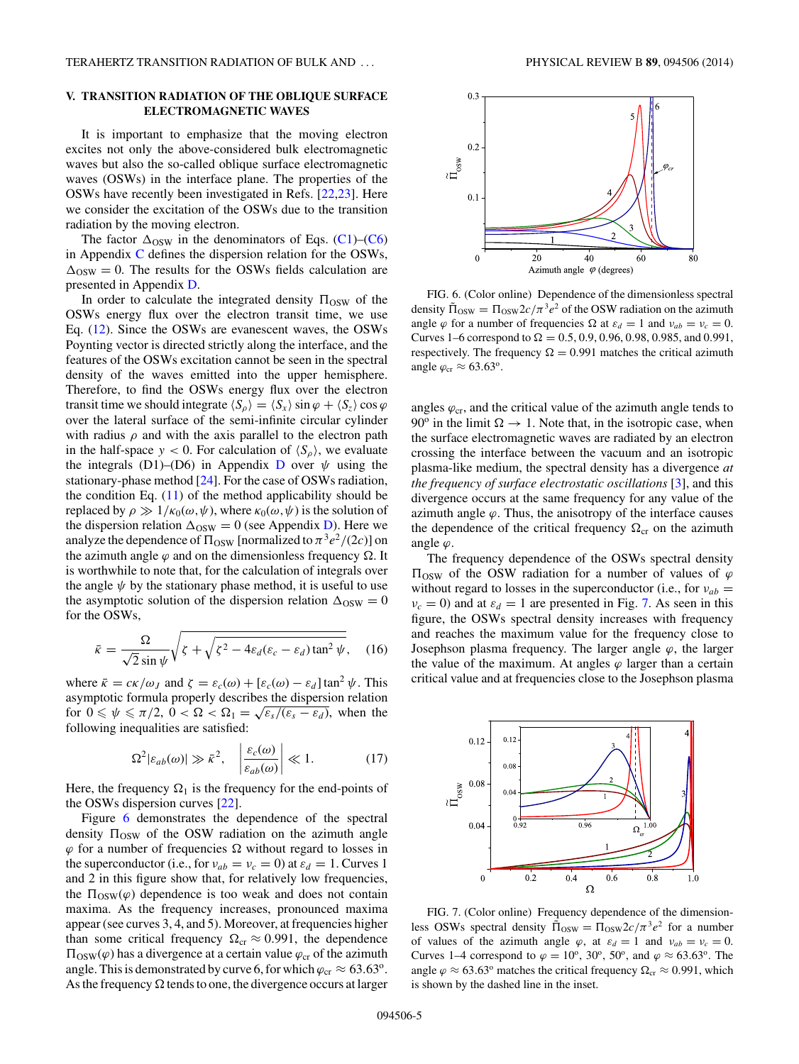## V. TRANSITION RADIATION OF THE OBLIQUE SURFACE ELECTROMAGNETIC WAVES

It is important to emphasize that the moving electron excites not only the above-considered bulk electromagnetic waves but also the so-called oblique surface electromagnetic waves (OSWs) in the interface plane. The properties of the OSWs have recently been investigated in Refs. [22,23]. Here we consider the excitation of the OSWs due to the transition radiation by the moving electron.

The factor $\Delta_{\rm OSW}$ in the denominators of Eqs. (C1)–(C6) in Appendix C defines the dispersion relation for the OSWs, $\Delta_{\rm OSW} = 0$. The results for the OSWs fields calculation are presented in Appendix D.

In order to calculate the integrated density $\Pi_{\rm OSW}$ of the OSWs energy flux over the electron transit time, we use Eq. (12). Since the OSWs are evanescent waves, the OSWs Poynting vector is directed strictly along the interface, and the features of the OSWs excitation cannot be seen in the spectral density of the waves emitted into the upper hemisphere. Therefore, to find the OSWs energy flux over the electron transit time we should integrate $\langle S_\rho \rangle = \langle S_x \rangle \sin\varphi + \langle S_z \rangle \cos\varphi$ over the lateral surface of the semi-infinite circular cylinder with radius $\rho$ and with the axis parallel to the electron path in the half-space $y < 0$. For calculation of $\langle S_\rho \rangle$, we evaluate the integrals (D1)–(D6) in Appendix D over $\psi$ using the stationary-phase method [24]. For the case of OSWs radiation, the condition Eq. (11) of the method applicability should be replaced by $\rho \gg 1/\kappa_0(\omega,\psi)$, where $\kappa_0(\omega,\psi)$ is the solution of the dispersion relation $\Delta_{\rm OSW} = 0$ (see Appendix D). Here we analyze the dependence of $\Pi_{\rm OSW}$ [normalized to $\pi^3 e^2/(2c)$] on the azimuth angle $\varphi$ and on the dimensionless frequency $\Omega$. It is worthwhile to note that, for the calculation of integrals over the angle $\psi$ by the stationary phase method, it is useful to use the asymptotic solution of the dispersion relation $\Delta_{\rm OSW} = 0$ for the OSWs,

$$\bar{\kappa} = \frac{\Omega}{\sqrt{2}\sin\psi}\sqrt{\zeta + \sqrt{\zeta^2 - 4\varepsilon_d(\varepsilon_c - \varepsilon_d)\tan^2\psi}}, \quad (16)$$

where $\bar{\kappa} = c\kappa/\omega_J$ and $\zeta = \varepsilon_c(\omega) + [\varepsilon_c(\omega) - \varepsilon_d]\tan^2\psi$. This asymptotic formula properly describes the dispersion relation for $0 \leqslant \psi \leqslant \pi/2$, $0 < \Omega < \Omega_1 = \sqrt{\varepsilon_s/(\varepsilon_s - \varepsilon_d)}$, when the following inequalities are satisfied:

$$\Omega^2|\varepsilon_{ab}(\omega)| \gg \bar{\kappa}^2, \quad \left|\frac{\varepsilon_c(\omega)}{\varepsilon_{ab}(\omega)}\right| \ll 1. \quad (17)$$

Here, the frequency $\Omega_1$ is the frequency for the end-points of the OSWs dispersion curves [22].

Figure 6 demonstrates the dependence of the spectral density $\Pi_{\rm OSW}$ of the OSW radiation on the azimuth angle $\varphi$ for a number of frequencies $\Omega$ without regard to losses in the superconductor (i.e., for $\nu_{ab} = \nu_c = 0$) at $\varepsilon_d = 1$. Curves 1 and 2 in this figure show that, for relatively low frequencies, the $\Pi_{\rm OSW}(\varphi)$ dependence is too weak and does not contain maxima. As the frequency increases, pronounced maxima appear (see curves 3, 4, and 5). Moreover, at frequencies higher than some critical frequency $\Omega_{\rm cr} \approx 0.991$, the dependence $\Pi_{\rm OSW}(\varphi)$ has a divergence at a certain value $\varphi_{\rm cr}$ of the azimuth angle. This is demonstrated by curve 6, for which $\varphi_{\rm cr} \approx 63.63^{\rm o}$. As the frequency $\Omega$ tends to one, the divergence occurs at larger angles $\varphi_{\rm cr}$, and the critical value of the azimuth angle tends to $90^{\rm o}$ in the limit $\Omega \to 1$. Note that, in the isotropic case, when the surface electromagnetic waves are radiated by an electron crossing the interface between the vacuum and an isotropic plasma-like medium, the spectral density has a divergence *at the frequency of surface electrostatic oscillations* [3], and this divergence occurs at the same frequency for any value of the azimuth angle $\varphi$. Thus, the anisotropy of the interface causes the dependence of the critical frequency $\Omega_{\rm cr}$ on the azimuth angle $\varphi$.

FIG. 6. (Color online) Dependence of the dimensionless spectral density $\tilde{\Pi}_{\rm OSW} = \Pi_{\rm OSW} 2c/\pi^3 e^2$ of the OSW radiation on the azimuth angle $\varphi$ for a number of frequencies $\Omega$ at $\varepsilon_d = 1$ and $\nu_{ab} = \nu_c = 0$. Curves 1–6 correspond to $\Omega = 0.5, 0.9, 0.96, 0.98, 0.985$, and $0.991$, respectively. The frequency $\Omega = 0.991$ matches the critical azimuth angle $\varphi_{\rm cr} \approx 63.63^{\rm o}$.

The frequency dependence of the OSWs spectral density $\Pi_{\rm OSW}$ of the OSW radiation for a number of values of $\varphi$ without regard to losses in the superconductor (i.e., for $\nu_{ab} = \nu_c = 0$) and at $\varepsilon_d = 1$ are presented in Fig. 7. As seen in this figure, the OSWs spectral density increases with frequency and reaches the maximum value for the frequency close to Josephson plasma frequency. The larger angle $\varphi$, the larger the value of the maximum. At angles $\varphi$ larger than a certain critical value and at frequencies close to the Josephson plasma

FIG. 7. (Color online) Frequency dependence of the dimensionless OSWs spectral density $\tilde{\Pi}_{\rm OSW} = \Pi_{\rm OSW} 2c/\pi^3 e^2$ for a number of values of the azimuth angle $\varphi$, at $\varepsilon_d = 1$ and $\nu_{ab} = \nu_c = 0$. Curves 1–4 correspond to $\varphi = 10^{\rm o}$, $30^{\rm o}$, $50^{\rm o}$, and $\varphi \approx 63.63^{\rm o}$. The angle $\varphi \approx 63.63^{\rm o}$ matches the critical frequency $\Omega_{\rm cr} \approx 0.991$, which is shown by the dashed line in the inset.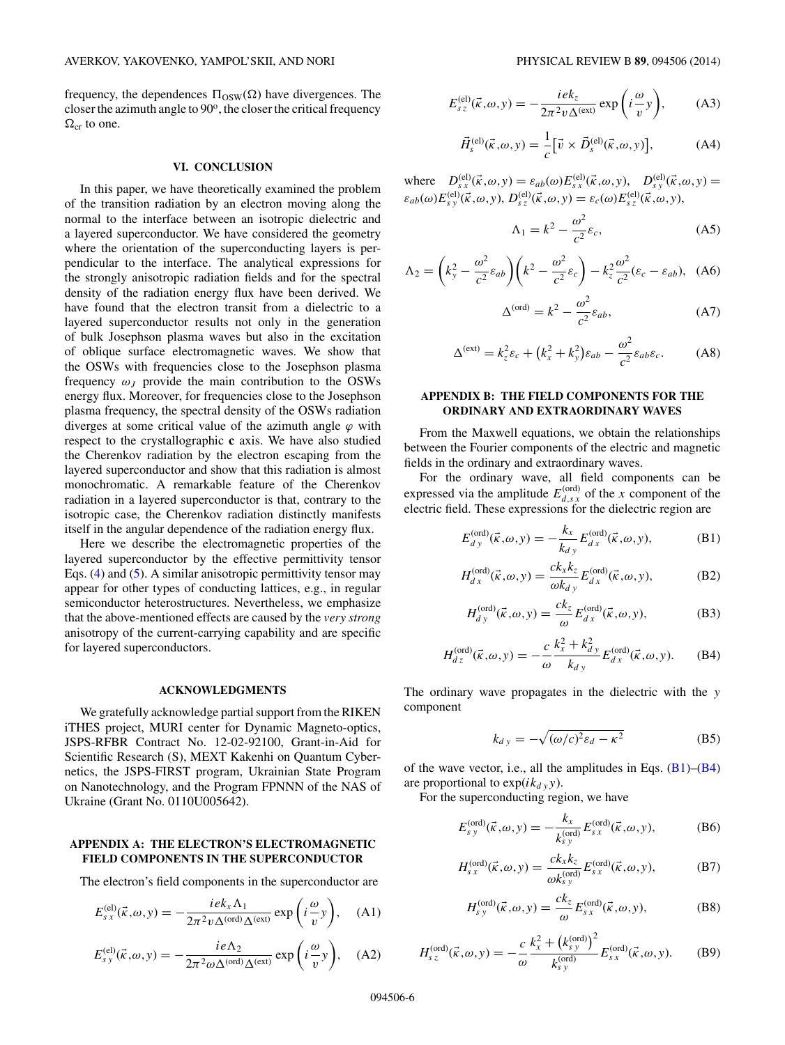frequency, the dependences $\Pi_{\text{OSW}}(\Omega)$ have divergences. The closer the azimuth angle to 90°, the closer the critical frequency $\Omega_{\text{cr}}$ to one.

## VI. CONCLUSION

In this paper, we have theoretically examined the problem of the transition radiation by an electron moving along the normal to the interface between an isotropic dielectric and a layered superconductor. We have considered the geometry where the orientation of the superconducting layers is perpendicular to the interface. The analytical expressions for the strongly anisotropic radiation fields and for the spectral density of the radiation energy flux have been derived. We have found that the electron transit from a dielectric to a layered superconductor results not only in the generation of bulk Josephson plasma waves but also in the excitation of oblique surface electromagnetic waves. We show that the OSWs with frequencies close to the Josephson plasma frequency $\omega_J$ provide the main contribution to the OSWs energy flux. Moreover, for frequencies close to the Josephson plasma frequency, the spectral density of the OSWs radiation diverges at some critical value of the azimuth angle $\varphi$ with respect to the crystallographic **c** axis. We have also studied the Cherenkov radiation by the electron escaping from the layered superconductor and show that this radiation is almost monochromatic. A remarkable feature of the Cherenkov radiation in a layered superconductor is that, contrary to the isotropic case, the Cherenkov radiation distinctly manifests itself in the angular dependence of the radiation energy flux.

Here we describe the electromagnetic properties of the layered superconductor by the effective permittivity tensor Eqs. (4) and (5). A similar anisotropic permittivity tensor may appear for other types of conducting lattices, e.g., in regular semiconductor heterostructures. Nevertheless, we emphasize that the above-mentioned effects are caused by the *very strong* anisotropy of the current-carrying capability and are specific for layered superconductors.

## ACKNOWLEDGMENTS

We gratefully acknowledge partial support from the RIKEN iTHES project, MURI center for Dynamic Magneto-optics, JSPS-RFBR Contract No. 12-02-92100, Grant-in-Aid for Scientific Research (S), MEXT Kakenhi on Quantum Cybernetics, the JSPS-FIRST program, Ukrainian State Program on Nanotechnology, and the Program FPNNN of the NAS of Ukraine (Grant No. 0110U005642).

## APPENDIX A: THE ELECTRON'S ELECTROMAGNETIC FIELD COMPONENTS IN THE SUPERCONDUCTOR

The electron's field components in the superconductor are

$$E_{s\,x}^{(\text{el})}(\vec{\kappa},\omega,y) = -\frac{iek_x\Lambda_1}{2\pi^2 v\Delta^{(\text{ord})}\Delta^{(\text{ext})}}\exp\left(i\frac{\omega}{v}y\right), \quad \text{(A1)}$$

$$E_{s\,y}^{(\text{el})}(\vec{\kappa},\omega,y) = -\frac{ie\Lambda_2}{2\pi^2\omega\Delta^{(\text{ord})}\Delta^{(\text{ext})}}\exp\left(i\frac{\omega}{v}y\right), \quad \text{(A2)}$$

$$E_{s\,z}^{(\text{el})}(\vec{\kappa},\omega,y) = -\frac{iek_z}{2\pi^2 v\Delta^{(\text{ext})}}\exp\left(i\frac{\omega}{v}y\right), \quad \text{(A3)}$$

$$\vec{H}_s^{(\text{el})}(\vec{\kappa},\omega,y) = \frac{1}{c}\left[\vec{v}\times\vec{D}_s^{(\text{el})}(\vec{\kappa},\omega,y)\right], \quad \text{(A4)}$$

where $D_{s\,x}^{(\text{el})}(\vec{\kappa},\omega,y) = \varepsilon_{ab}(\omega)E_{s\,x}^{(\text{el})}(\vec{\kappa},\omega,y)$, $D_{s\,y}^{(\text{el})}(\vec{\kappa},\omega,y) = \varepsilon_{ab}(\omega)E_{s\,y}^{(\text{el})}(\vec{\kappa},\omega,y)$, $D_{s\,z}^{(\text{el})}(\vec{\kappa},\omega,y) = \varepsilon_c(\omega)E_{s\,z}^{(\text{el})}(\vec{\kappa},\omega,y)$,

$$\Lambda_1 = k^2 - \frac{\omega^2}{c^2}\varepsilon_c, \quad \text{(A5)}$$

$$\Lambda_2 = \left(k_y^2 - \frac{\omega^2}{c^2}\varepsilon_{ab}\right)\left(k^2 - \frac{\omega^2}{c^2}\varepsilon_c\right) - k_z^2\frac{\omega^2}{c^2}(\varepsilon_c - \varepsilon_{ab}), \quad \text{(A6)}$$

$$\Delta^{(\text{ord})} = k^2 - \frac{\omega^2}{c^2}\varepsilon_{ab}, \quad \text{(A7)}$$

$$\Delta^{(\text{ext})} = k_z^2\varepsilon_c + \left(k_x^2 + k_y^2\right)\varepsilon_{ab} - \frac{\omega^2}{c^2}\varepsilon_{ab}\varepsilon_c. \quad \text{(A8)}$$

## APPENDIX B: THE FIELD COMPONENTS FOR THE ORDINARY AND EXTRAORDINARY WAVES

From the Maxwell equations, we obtain the relationships between the Fourier components of the electric and magnetic fields in the ordinary and extraordinary waves.

For the ordinary wave, all field components can be expressed via the amplitude $E_{d,s\,x}^{(\text{ord})}$ of the $x$ component of the electric field. These expressions for the dielectric region are

$$E_{d\,y}^{(\text{ord})}(\vec{\kappa},\omega,y) = -\frac{k_x}{k_{d\,y}}E_{d\,x}^{(\text{ord})}(\vec{\kappa},\omega,y), \quad \text{(B1)}$$

$$H_{d\,x}^{(\text{ord})}(\vec{\kappa},\omega,y) = \frac{ck_xk_z}{\omega k_{d\,y}}E_{d\,x}^{(\text{ord})}(\vec{\kappa},\omega,y), \quad \text{(B2)}$$

$$H_{d\,y}^{(\text{ord})}(\vec{\kappa},\omega,y) = \frac{ck_z}{\omega}E_{d\,x}^{(\text{ord})}(\vec{\kappa},\omega,y), \quad \text{(B3)}$$

$$H_{d\,z}^{(\text{ord})}(\vec{\kappa},\omega,y) = -\frac{c}{\omega}\frac{k_x^2 + k_{d\,y}^2}{k_{d\,y}}E_{d\,x}^{(\text{ord})}(\vec{\kappa},\omega,y). \quad \text{(B4)}$$

The ordinary wave propagates in the dielectric with the $y$ component

$$k_{d\,y} = -\sqrt{(\omega/c)^2\varepsilon_d - \kappa^2} \quad \text{(B5)}$$

of the wave vector, i.e., all the amplitudes in Eqs. (B1)–(B4) are proportional to $\exp(ik_{d\,y}y)$.

For the superconducting region, we have

$$E_{s\,y}^{(\text{ord})}(\vec{\kappa},\omega,y) = -\frac{k_x}{k_{s\,y}^{(\text{ord})}}E_{s\,x}^{(\text{ord})}(\vec{\kappa},\omega,y), \quad \text{(B6)}$$

$$H_{s\,x}^{(\text{ord})}(\vec{\kappa},\omega,y) = \frac{ck_xk_z}{\omega k_{s\,y}^{(\text{ord})}}E_{s\,x}^{(\text{ord})}(\vec{\kappa},\omega,y), \quad \text{(B7)}$$

$$H_{s\,y}^{(\text{ord})}(\vec{\kappa},\omega,y) = \frac{ck_z}{\omega}E_{s\,x}^{(\text{ord})}(\vec{\kappa},\omega,y), \quad \text{(B8)}$$

$$H_{s\,z}^{(\text{ord})}(\vec{\kappa},\omega,y) = -\frac{c}{\omega}\frac{k_x^2 + \left(k_{s\,y}^{(\text{ord})}\right)^2}{k_{s\,y}^{(\text{ord})}}E_{s\,x}^{(\text{ord})}(\vec{\kappa},\omega,y). \quad \text{(B9)}$$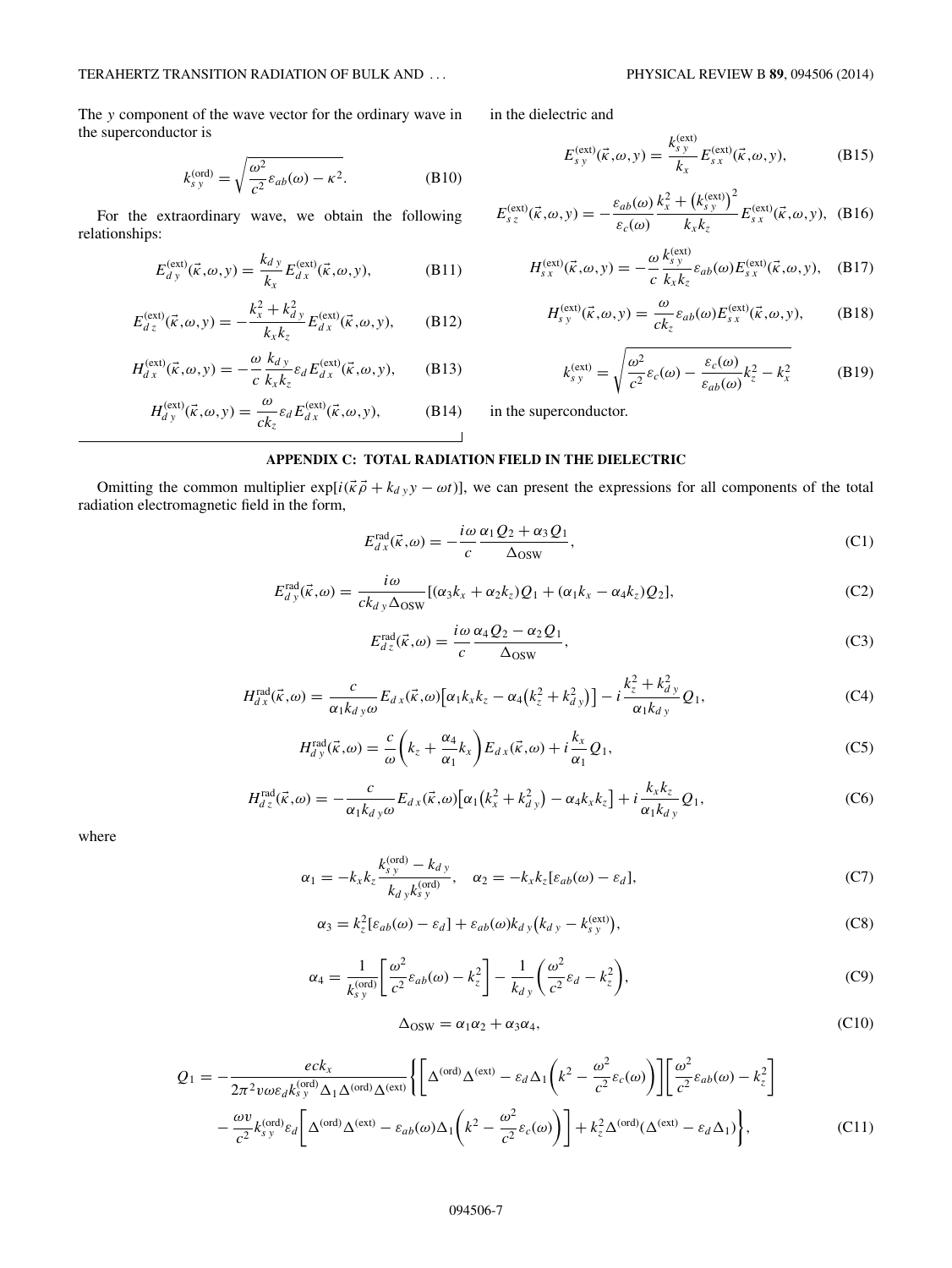The $y$ component of the wave vector for the ordinary wave in the superconductor is

$$k_{s\,y}^{(\mathrm{ord})} = \sqrt{\frac{\omega^2}{c^2}\varepsilon_{ab}(\omega) - \kappa^2}. \tag{B10}$$

For the extraordinary wave, we obtain the following relationships:

$$E_{d\,y}^{(\mathrm{ext})}(\vec{\kappa},\omega,y) = \frac{k_{d\,y}}{k_x} E_{d\,x}^{(\mathrm{ext})}(\vec{\kappa},\omega,y), \tag{B11}$$

$$E_{d\,z}^{(\mathrm{ext})}(\vec{\kappa},\omega,y) = -\frac{k_x^2 + k_{d\,y}^2}{k_x k_z} E_{d\,x}^{(\mathrm{ext})}(\vec{\kappa},\omega,y), \tag{B12}$$

$$H_{d\,x}^{(\mathrm{ext})}(\vec{\kappa},\omega,y) = -\frac{\omega}{c}\frac{k_{d\,y}}{k_x k_z}\varepsilon_d E_{d\,x}^{(\mathrm{ext})}(\vec{\kappa},\omega,y), \tag{B13}$$

$$H_{d\,y}^{(\mathrm{ext})}(\vec{\kappa},\omega,y) = \frac{\omega}{c k_z}\varepsilon_d E_{d\,x}^{(\mathrm{ext})}(\vec{\kappa},\omega,y), \tag{B14}$$

in the dielectric and

$$E_{s\,y}^{(\mathrm{ext})}(\vec{\kappa},\omega,y) = \frac{k_{s\,y}^{(\mathrm{ext})}}{k_x} E_{s\,x}^{(\mathrm{ext})}(\vec{\kappa},\omega,y), \tag{B15}$$

$$E_{s\,z}^{(\mathrm{ext})}(\vec{\kappa},\omega,y) = -\frac{\varepsilon_{ab}(\omega)}{\varepsilon_c(\omega)}\frac{k_x^2 + \left(k_{s\,y}^{(\mathrm{ext})}\right)^2}{k_x k_z} E_{s\,x}^{(\mathrm{ext})}(\vec{\kappa},\omega,y), \tag{B16}$$

$$H_{s\,x}^{(\mathrm{ext})}(\vec{\kappa},\omega,y) = -\frac{\omega}{c}\frac{k_{s\,y}^{(\mathrm{ext})}}{k_x k_z}\varepsilon_{ab}(\omega) E_{s\,x}^{(\mathrm{ext})}(\vec{\kappa},\omega,y), \tag{B17}$$

$$H_{s\,y}^{(\mathrm{ext})}(\vec{\kappa},\omega,y) = \frac{\omega}{c k_z}\varepsilon_{ab}(\omega) E_{s\,x}^{(\mathrm{ext})}(\vec{\kappa},\omega,y), \tag{B18}$$

$$k_{s\,y}^{(\mathrm{ext})} = \sqrt{\frac{\omega^2}{c^2}\varepsilon_c(\omega) - \frac{\varepsilon_c(\omega)}{\varepsilon_{ab}(\omega)}k_z^2 - k_x^2} \tag{B19}$$

in the superconductor.

## APPENDIX C: TOTAL RADIATION FIELD IN THE DIELECTRIC

Omitting the common multiplier $\exp[i(\vec{\kappa}\vec{\rho} + k_{d\,y}y - \omega t)]$, we can present the expressions for all components of the total radiation electromagnetic field in the form,

$$E_{d\,x}^{\mathrm{rad}}(\vec{\kappa},\omega) = -\frac{i\omega}{c}\frac{\alpha_1 Q_2 + \alpha_3 Q_1}{\Delta_{\mathrm{OSW}}}, \tag{C1}$$

$$E_{d\,y}^{\mathrm{rad}}(\vec{\kappa},\omega) = \frac{i\omega}{c k_{d\,y}\Delta_{\mathrm{OSW}}}[(\alpha_3 k_x + \alpha_2 k_z)Q_1 + (\alpha_1 k_x - \alpha_4 k_z)Q_2], \tag{C2}$$

$$E_{d\,z}^{\mathrm{rad}}(\vec{\kappa},\omega) = \frac{i\omega}{c}\frac{\alpha_4 Q_2 - \alpha_2 Q_1}{\Delta_{\mathrm{OSW}}}, \tag{C3}$$

$$H_{d\,x}^{\mathrm{rad}}(\vec{\kappa},\omega) = \frac{c}{\alpha_1 k_{d\,y}\omega}E_{d\,x}(\vec{\kappa},\omega)\left[\alpha_1 k_x k_z - \alpha_4\left(k_z^2 + k_{d\,y}^2\right)\right] - i\frac{k_z^2 + k_{d\,y}^2}{\alpha_1 k_{d\,y}}Q_1, \tag{C4}$$

$$H_{d\,y}^{\mathrm{rad}}(\vec{\kappa},\omega) = \frac{c}{\omega}\left(k_z + \frac{\alpha_4}{\alpha_1}k_x\right)E_{d\,x}(\vec{\kappa},\omega) + i\frac{k_x}{\alpha_1}Q_1, \tag{C5}$$

$$H_{d\,z}^{\mathrm{rad}}(\vec{\kappa},\omega) = -\frac{c}{\alpha_1 k_{d\,y}\omega}E_{d\,x}(\vec{\kappa},\omega)\left[\alpha_1\left(k_x^2 + k_{d\,y}^2\right) - \alpha_4 k_x k_z\right] + i\frac{k_x k_z}{\alpha_1 k_{d\,y}}Q_1, \tag{C6}$$

where

$$\alpha_1 = -k_x k_z\frac{k_{s\,y}^{(\mathrm{ord})} - k_{d\,y}}{k_{d\,y}k_{s\,y}^{(\mathrm{ord})}}, \quad \alpha_2 = -k_x k_z[\varepsilon_{ab}(\omega) - \varepsilon_d], \tag{C7}$$

$$\alpha_3 = k_z^2[\varepsilon_{ab}(\omega) - \varepsilon_d] + \varepsilon_{ab}(\omega)k_{d\,y}\left(k_{d\,y} - k_{s\,y}^{(\mathrm{ext})}\right), \tag{C8}$$

$$\alpha_4 = \frac{1}{k_{s\,y}^{(\mathrm{ord})}}\left[\frac{\omega^2}{c^2}\varepsilon_{ab}(\omega) - k_z^2\right] - \frac{1}{k_{d\,y}}\left(\frac{\omega^2}{c^2}\varepsilon_d - k_z^2\right), \tag{C9}$$

$$\Delta_{\mathrm{OSW}} = \alpha_1\alpha_2 + \alpha_3\alpha_4, \tag{C10}$$

$$\begin{aligned} Q_1 = -\frac{eck_x}{2\pi^2 v\omega\varepsilon_d k_{s\,y}^{(\mathrm{ord})}\Delta_1\Delta^{(\mathrm{ord})}\Delta^{(\mathrm{ext})}}\Bigg\{&\left[\Delta^{(\mathrm{ord})}\Delta^{(\mathrm{ext})} - \varepsilon_d\Delta_1\left(k^2 - \frac{\omega^2}{c^2}\varepsilon_c(\omega)\right)\right]\left[\frac{\omega^2}{c^2}\varepsilon_{ab}(\omega) - k_z^2\right] \\ &- \frac{\omega v}{c^2}k_{s\,y}^{(\mathrm{ord})}\varepsilon_d\left[\Delta^{(\mathrm{ord})}\Delta^{(\mathrm{ext})} - \varepsilon_{ab}(\omega)\Delta_1\left(k^2 - \frac{\omega^2}{c^2}\varepsilon_c(\omega)\right)\right] + k_z^2\Delta^{(\mathrm{ord})}\left(\Delta^{(\mathrm{ext})} - \varepsilon_d\Delta_1\right)\Bigg\}, \end{aligned} \tag{C11}$$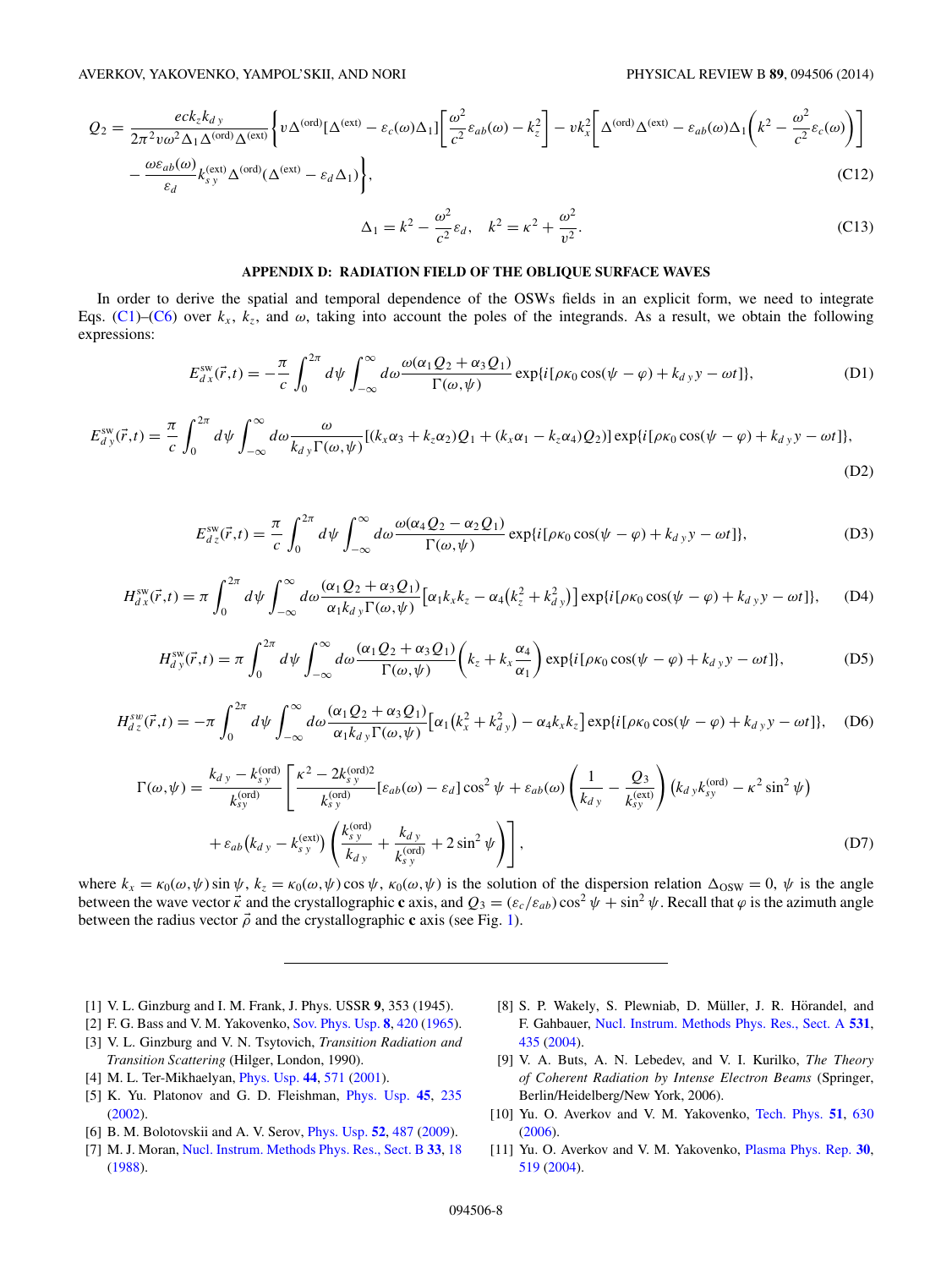$$Q_2 = \frac{eck_z k_{d\,y}}{2\pi^2 v\omega^2 \Delta_1 \Delta^{(\mathrm{ord})}\Delta^{(\mathrm{ext})}}\left\{ v\Delta^{(\mathrm{ord})}[\Delta^{(\mathrm{ext})} - \varepsilon_c(\omega)\Delta_1]\left[\frac{\omega^2}{c^2}\varepsilon_{ab}(\omega) - k_z^2\right] - vk_x^2\left[\Delta^{(\mathrm{ord})}\Delta^{(\mathrm{ext})} - \varepsilon_{ab}(\omega)\Delta_1\left(k^2 - \frac{\omega^2}{c^2}\varepsilon_c(\omega)\right)\right]\right.$$
$$\left. - \frac{\omega\varepsilon_{ab}(\omega)}{\varepsilon_d}k_{s\,y}^{(\mathrm{ext})}\Delta^{(\mathrm{ord})}(\Delta^{(\mathrm{ext})} - \varepsilon_d\Delta_1)\right\}, \tag{C12}$$

$$\Delta_1 = k^2 - \frac{\omega^2}{c^2}\varepsilon_d, \quad k^2 = \kappa^2 + \frac{\omega^2}{v^2}. \tag{C13}$$

## APPENDIX D: RADIATION FIELD OF THE OBLIQUE SURFACE WAVES

In order to derive the spatial and temporal dependence of the OSWs fields in an explicit form, we need to integrate Eqs. (C1)–(C6) over $k_x$, $k_z$, and $\omega$, taking into account the poles of the integrands. As a result, we obtain the following expressions:

$$E_{d\,x}^{\mathrm{sw}}(\vec{r},t) = -\frac{\pi}{c}\int_0^{2\pi} d\psi \int_{-\infty}^{\infty} d\omega \frac{\omega(\alpha_1 Q_2 + \alpha_3 Q_1)}{\Gamma(\omega,\psi)}\exp\{i[\rho\kappa_0\cos(\psi-\varphi) + k_{d\,y}y - \omega t]\}, \tag{D1}$$

$$E_{d\,y}^{\mathrm{sw}}(\vec{r},t) = \frac{\pi}{c}\int_0^{2\pi} d\psi \int_{-\infty}^{\infty} d\omega \frac{\omega}{k_{d\,y}\Gamma(\omega,\psi)}[(k_x\alpha_3 + k_z\alpha_2)Q_1 + (k_x\alpha_1 - k_z\alpha_4)Q_2)]\exp\{i[\rho\kappa_0\cos(\psi-\varphi) + k_{d\,y}y - \omega t]\}, \tag{D2}$$

$$E_{d\,z}^{\mathrm{sw}}(\vec{r},t) = \frac{\pi}{c}\int_0^{2\pi} d\psi \int_{-\infty}^{\infty} d\omega \frac{\omega(\alpha_4 Q_2 - \alpha_2 Q_1)}{\Gamma(\omega,\psi)}\exp\{i[\rho\kappa_0\cos(\psi-\varphi) + k_{d\,y}y - \omega t]\}, \tag{D3}$$

$$H_{d\,x}^{\mathrm{sw}}(\vec{r},t) = \pi\int_0^{2\pi} d\psi \int_{-\infty}^{\infty} d\omega \frac{(\alpha_1 Q_2 + \alpha_3 Q_1)}{\alpha_1 k_{d\,y}\Gamma(\omega,\psi)}\left[\alpha_1 k_x k_z - \alpha_4\left(k_z^2 + k_{d\,y}^2\right)\right]\exp\{i[\rho\kappa_0\cos(\psi-\varphi) + k_{d\,y}y - \omega t]\}, \tag{D4}$$

$$H_{d\,y}^{\mathrm{sw}}(\vec{r},t) = \pi\int_0^{2\pi} d\psi \int_{-\infty}^{\infty} d\omega \frac{(\alpha_1 Q_2 + \alpha_3 Q_1)}{\Gamma(\omega,\psi)}\left(k_z + k_x\frac{\alpha_4}{\alpha_1}\right)\exp\{i[\rho\kappa_0\cos(\psi-\varphi) + k_{d\,y}y - \omega t]\}, \tag{D5}$$

$$H_{d\,z}^{sw}(\vec{r},t) = -\pi\int_0^{2\pi} d\psi \int_{-\infty}^{\infty} d\omega \frac{(\alpha_1 Q_2 + \alpha_3 Q_1)}{\alpha_1 k_{d\,y}\Gamma(\omega,\psi)}\left[\alpha_1\left(k_x^2 + k_{d\,y}^2\right) - \alpha_4 k_x k_z\right]\exp\{i[\rho\kappa_0\cos(\psi-\varphi) + k_{d\,y}y - \omega t]\}, \tag{D6}$$

$$\Gamma(\omega,\psi) = \frac{k_{d\,y} - k_{s\,y}^{(\mathrm{ord})}}{k_{sy}^{(\mathrm{ord})}}\left[\frac{\kappa^2 - 2k_{s\,y}^{(\mathrm{ord})2}}{k_{s\,y}^{(\mathrm{ord})}}[\varepsilon_{ab}(\omega) - \varepsilon_d]\cos^2\psi + \varepsilon_{ab}(\omega)\left(\frac{1}{k_{d\,y}} - \frac{Q_3}{k_{sy}^{(\mathrm{ext})}}\right)\left(k_{d\,y}k_{sy}^{(\mathrm{ord})} - \kappa^2\sin^2\psi\right)\right.$$
$$\left. + \varepsilon_{ab}\left(k_{d\,y} - k_{s\,y}^{(\mathrm{ext})}\right)\left(\frac{k_{s\,y}^{(\mathrm{ord})}}{k_{d\,y}} + \frac{k_{d\,y}}{k_{s\,y}^{(\mathrm{ord})}} + 2\sin^2\psi\right)\right], \tag{D7}$$

where $k_x = \kappa_0(\omega,\psi)\sin\psi$, $k_z = \kappa_0(\omega,\psi)\cos\psi$, $\kappa_0(\omega,\psi)$ is the solution of the dispersion relation $\Delta_{\mathrm{OSW}} = 0$, $\psi$ is the angle between the wave vector $\vec{\kappa}$ and the crystallographic **c** axis, and $Q_3 = (\varepsilon_c/\varepsilon_{ab})\cos^2\psi + \sin^2\psi$. Recall that $\varphi$ is the azimuth angle between the radius vector $\vec{\rho}$ and the crystallographic **c** axis (see Fig. 1).

---

[1] V. L. Ginzburg and I. M. Frank, J. Phys. USSR **9**, 353 (1945).

[2] F. G. Bass and V. M. Yakovenko, Sov. Phys. Usp. **8**, 420 (1965).

[3] V. L. Ginzburg and V. N. Tsytovich, *Transition Radiation and Transition Scattering* (Hilger, London, 1990).

[4] M. L. Ter-Mikhaelyan, Phys. Usp. **44**, 571 (2001).

[5] K. Yu. Platonov and G. D. Fleishman, Phys. Usp. **45**, 235 (2002).

[6] B. M. Bolotovskii and A. V. Serov, Phys. Usp. **52**, 487 (2009).

[7] M. J. Moran, Nucl. Instrum. Methods Phys. Res., Sect. B **33**, 18 (1988).

[8] S. P. Wakely, S. Plewniab, D. Müller, J. R. Hörandel, and F. Gahbauer, Nucl. Instrum. Methods Phys. Res., Sect. A **531**, 435 (2004).

[9] V. A. Buts, A. N. Lebedev, and V. I. Kurilko, *The Theory of Coherent Radiation by Intense Electron Beams* (Springer, Berlin/Heidelberg/New York, 2006).

[10] Yu. O. Averkov and V. M. Yakovenko, Tech. Phys. **51**, 630 (2006).

[11] Yu. O. Averkov and V. M. Yakovenko, Plasma Phys. Rep. **30**, 519 (2004).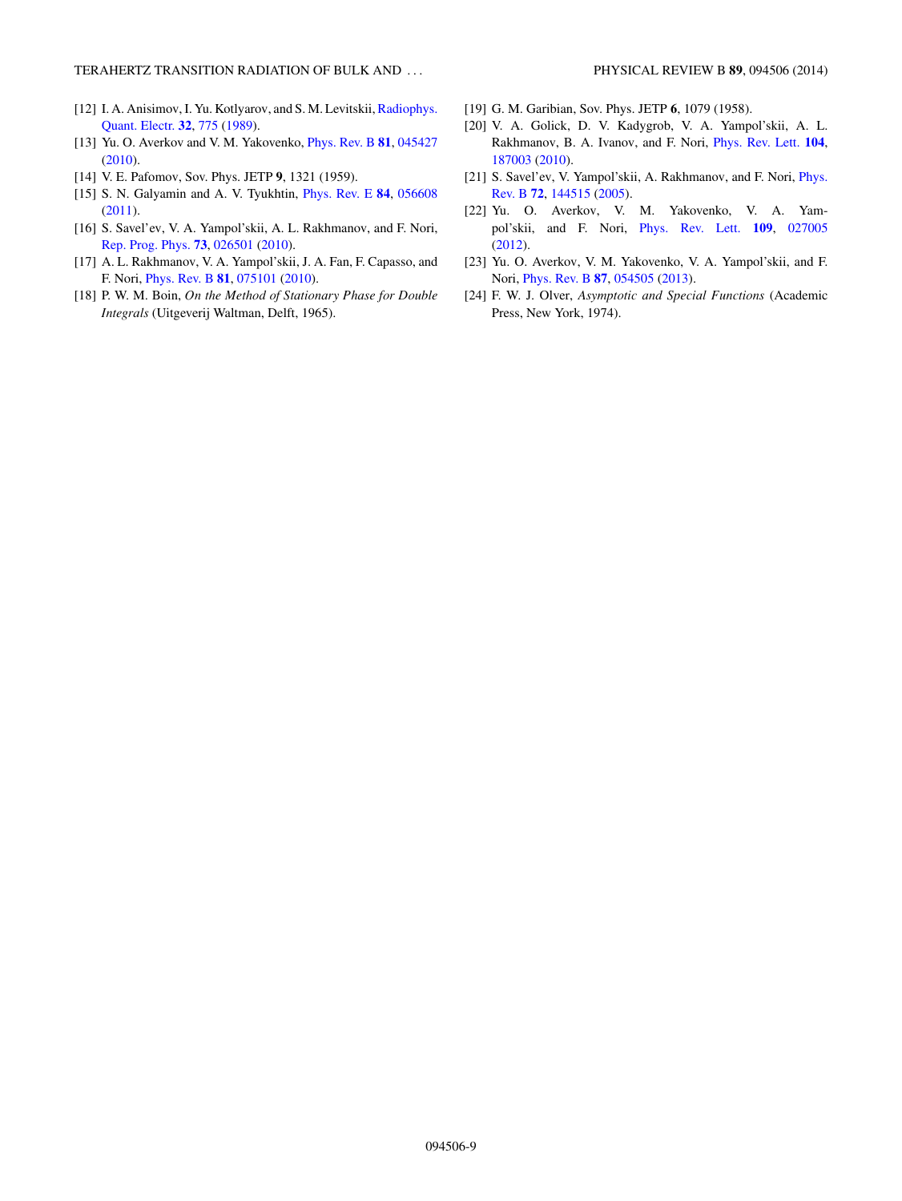[12] I. A. Anisimov, I. Yu. Kotlyarov, and S. M. Levitskii, Radiophys. Quant. Electr. **32**, 775 (1989).

[13] Yu. O. Averkov and V. M. Yakovenko, Phys. Rev. B **81**, 045427 (2010).

[14] V. E. Pafomov, Sov. Phys. JETP **9**, 1321 (1959).

[15] S. N. Galyamin and A. V. Tyukhtin, Phys. Rev. E **84**, 056608 (2011).

[16] S. Savel'ev, V. A. Yampol'skii, A. L. Rakhmanov, and F. Nori, Rep. Prog. Phys. **73**, 026501 (2010).

[17] A. L. Rakhmanov, V. A. Yampol'skii, J. A. Fan, F. Capasso, and F. Nori, Phys. Rev. B **81**, 075101 (2010).

[18] P. W. M. Boin, *On the Method of Stationary Phase for Double Integrals* (Uitgeverij Waltman, Delft, 1965).

[19] G. M. Garibian, Sov. Phys. JETP **6**, 1079 (1958).

[20] V. A. Golick, D. V. Kadygrob, V. A. Yampol'skii, A. L. Rakhmanov, B. A. Ivanov, and F. Nori, Phys. Rev. Lett. **104**, 187003 (2010).

[21] S. Savel'ev, V. Yampol'skii, A. Rakhmanov, and F. Nori, Phys. Rev. B **72**, 144515 (2005).

[22] Yu. O. Averkov, V. M. Yakovenko, V. A. Yampol'skii, and F. Nori, Phys. Rev. Lett. **109**, 027005 (2012).

[23] Yu. O. Averkov, V. M. Yakovenko, V. A. Yampol'skii, and F. Nori, Phys. Rev. B **87**, 054505 (2013).

[24] F. W. J. Olver, *Asymptotic and Special Functions* (Academic Press, New York, 1974).